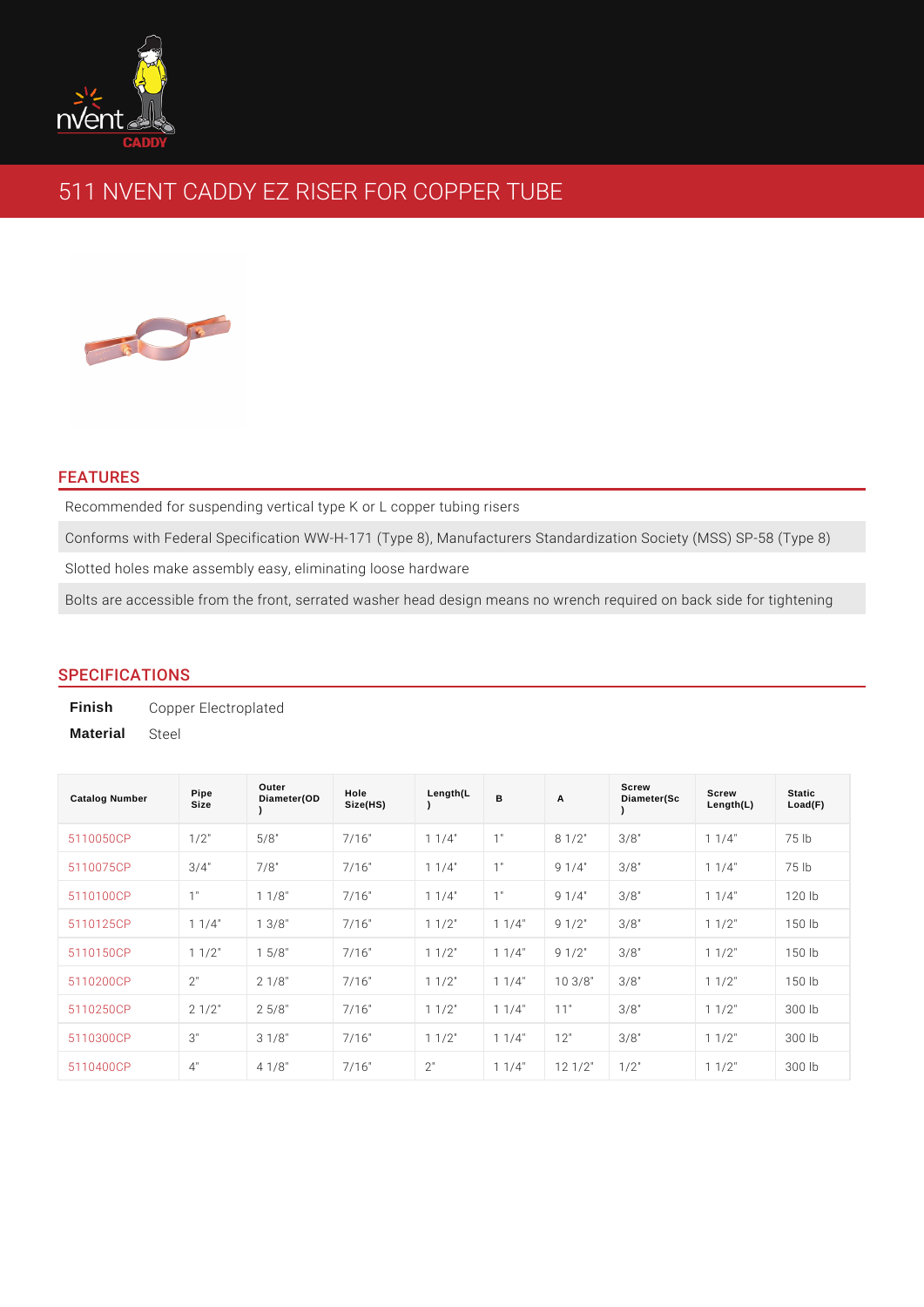# 511 NVENT CADDY EZ RISER FOR COPPER TUBE

## FEATURES

Recommended for suspending vertical type K or L copper tubing risers

Conforms with Federal Specification WW-H-171 (Type 8), Manufacturers Standardization Society (MSS) SP-58 (Type 8)

Slotted holes make assembly easy, eliminating loose hardware

Bolts are accessible from the front, serrated washer head design means no wrench required on back side for tightening

## SPECIFICATIONS

**Finish** Copper Electroplated

**Material** Steel

| Catalog Number | Pipe Size | Outer Diameter(OD) | Hole Size(HS) | Length(L) | B | A | Screw Diameter(Sc) | Screw Length(L) | Static Load(F) |
|---|---|---|---|---|---|---|---|---|---|
| 5110050CP | 1/2" | 5/8" | 7/16" | 1 1/4" | 1" | 8 1/2" | 3/8" | 1 1/4" | 75 lb |
| 5110075CP | 3/4" | 7/8" | 7/16" | 1 1/4" | 1" | 9 1/4" | 3/8" | 1 1/4" | 75 lb |
| 5110100CP | 1" | 1 1/8" | 7/16" | 1 1/4" | 1" | 9 1/4" | 3/8" | 1 1/4" | 120 lb |
| 5110125CP | 1 1/4" | 1 3/8" | 7/16" | 1 1/2" | 1 1/4" | 9 1/2" | 3/8" | 1 1/2" | 150 lb |
| 5110150CP | 1 1/2" | 1 5/8" | 7/16" | 1 1/2" | 1 1/4" | 9 1/2" | 3/8" | 1 1/2" | 150 lb |
| 5110200CP | 2" | 2 1/8" | 7/16" | 1 1/2" | 1 1/4" | 10 3/8" | 3/8" | 1 1/2" | 150 lb |
| 5110250CP | 2 1/2" | 2 5/8" | 7/16" | 1 1/2" | 1 1/4" | 11" | 3/8" | 1 1/2" | 300 lb |
| 5110300CP | 3" | 3 1/8" | 7/16" | 1 1/2" | 1 1/4" | 12" | 3/8" | 1 1/2" | 300 lb |
| 5110400CP | 4" | 4 1/8" | 7/16" | 2" | 1 1/4" | 12 1/2" | 1/2" | 1 1/2" | 300 lb |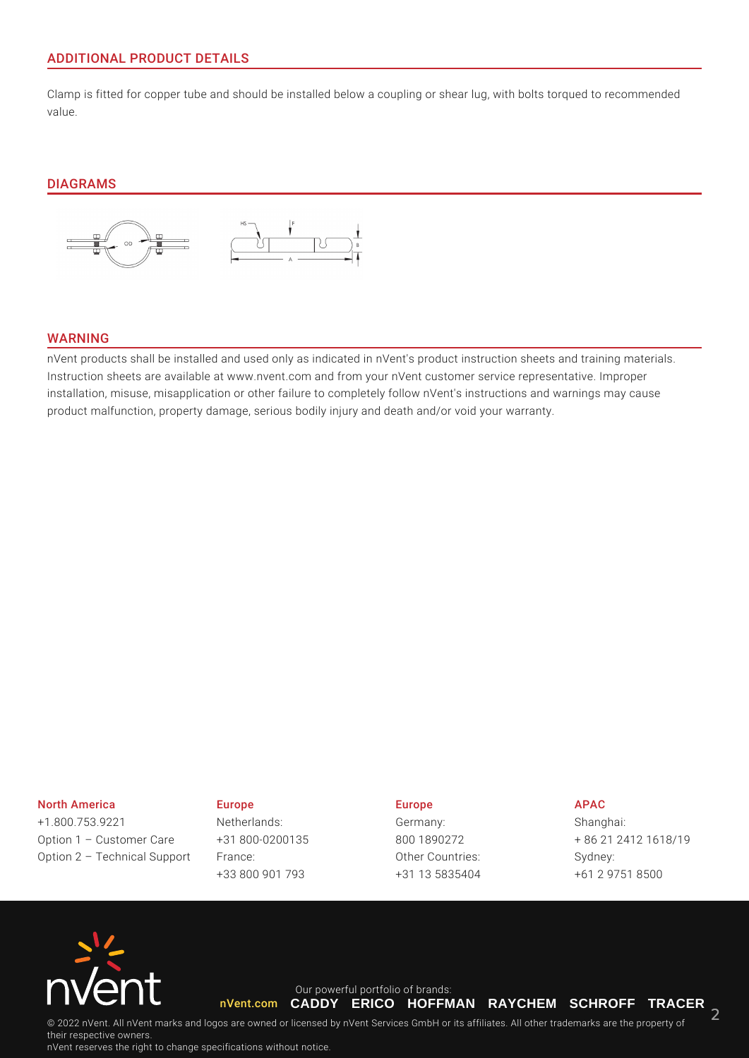## ADDITIONAL PRODUCT DETAILS

Clamp is fitted for copper tube and should be installed below a coupling or shear lug, with bolts torqued to recommended value.

## DIAGRAMS

OD

HS

F

B

A

## WARNING

nVent products shall be installed and used only as indicated in nVent's product instruction sheets and training materials. Instruction sheets are available at www.nvent.com and from your nVent customer service representative. Improper installation, misuse, misapplication or other failure to completely follow nVent's instructions and warnings may cause product malfunction, property damage, serious bodily injury and death and/or void your warranty.

**North America**
+1.800.753.9221
Option 1 – Customer Care
Option 2 – Technical Support

**Europe**
Netherlands:
+31 800-0200135
France:
+33 800 901 793

**Europe**
Germany:
800 1890272
Other Countries:
+31 13 5835404

**APAC**
Shanghai:
+ 86 21 2412 1618/19
Sydney:
+61 2 9751 8500

Our powerful portfolio of brands:
nVent.com **CADDY ERICO HOFFMAN RAYCHEM SCHROFF TRACER**

© 2022 nVent. All nVent marks and logos are owned or licensed by nVent Services GmbH or its affiliates. All other trademarks are the property of their respective owners.
nVent reserves the right to change specifications without notice.